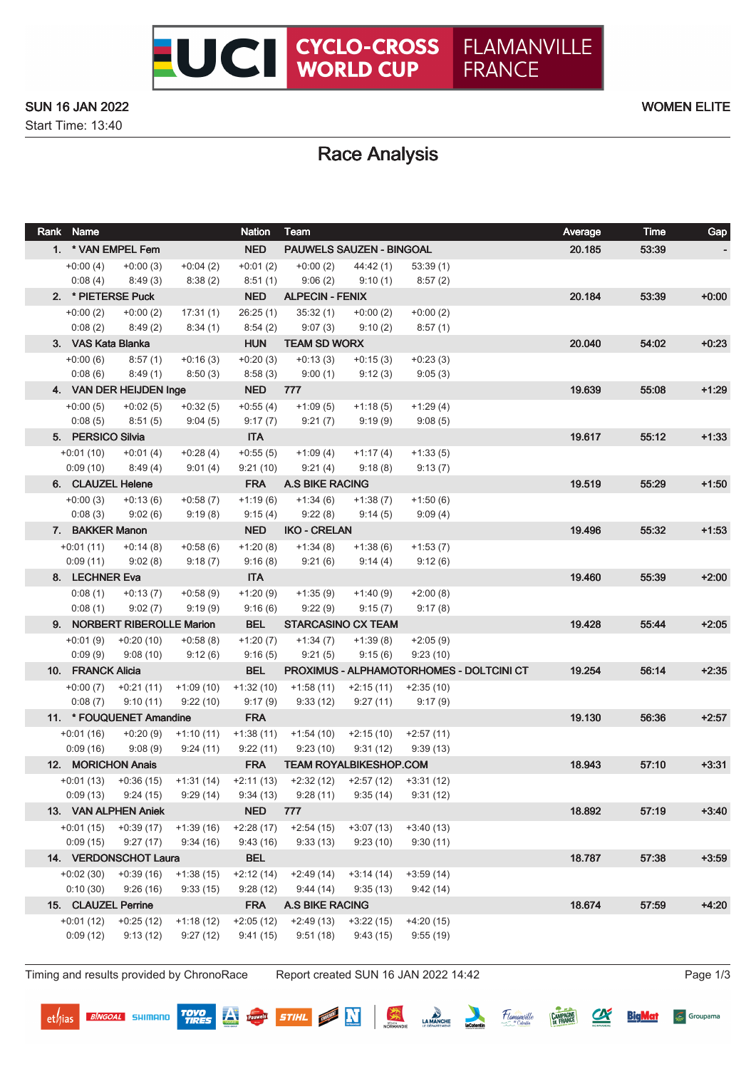# UCI CYCLO-CROSS WORLD CUP FLAMANVILLE FRANCE

SUN 16 JAN 2022

Start Time: 13:40

WOMEN ELITE

## Race Analysis

| Rank | Name | | | Nation | Team | | | Average | Time | Gap |
|---|---|---|---|---|---|---|---|---|---|---|
| 1. | * VAN EMPEL Fem | | | NED | PAUWELS SAUZEN - BINGOAL | | | 20.185 | 53:39 | - |
| | +0:00 (4) | +0:00 (3) | +0:04 (2) | +0:01 (2) | +0:00 (2) | 44:42 (1) | 53:39 (1) | | | |
| | 0:08 (4) | 8:49 (3) | 8:38 (2) | 8:51 (1) | 9:06 (2) | 9:10 (1) | 8:57 (2) | | | |
| 2. | * PIETERSE Puck | | | NED | ALPECIN - FENIX | | | 20.184 | 53:39 | +0:00 |
| | +0:00 (2) | +0:00 (2) | 17:31 (1) | 26:25 (1) | 35:32 (1) | +0:00 (2) | +0:00 (2) | | | |
| | 0:08 (2) | 8:49 (2) | 8:34 (1) | 8:54 (2) | 9:07 (3) | 9:10 (2) | 8:57 (1) | | | |
| 3. | VAS Kata Blanka | | | HUN | TEAM SD WORX | | | 20.040 | 54:02 | +0:23 |
| | +0:00 (6) | 8:57 (1) | +0:16 (3) | +0:20 (3) | +0:13 (3) | +0:15 (3) | +0:23 (3) | | | |
| | 0:08 (6) | 8:49 (1) | 8:50 (3) | 8:58 (3) | 9:00 (1) | 9:12 (3) | 9:05 (3) | | | |
| 4. | VAN DER HEIJDEN Inge | | | NED | 777 | | | 19.639 | 55:08 | +1:29 |
| | +0:00 (5) | +0:02 (5) | +0:32 (5) | +0:55 (4) | +1:09 (5) | +1:18 (5) | +1:29 (4) | | | |
| | 0:08 (5) | 8:51 (5) | 9:04 (5) | 9:17 (7) | 9:21 (7) | 9:19 (9) | 9:08 (5) | | | |
| 5. | PERSICO Silvia | | | ITA | | | | 19.617 | 55:12 | +1:33 |
| | +0:01 (10) | +0:01 (4) | +0:28 (4) | +0:55 (5) | +1:09 (4) | +1:17 (4) | +1:33 (5) | | | |
| | 0:09 (10) | 8:49 (4) | 9:01 (4) | 9:21 (10) | 9:21 (4) | 9:18 (8) | 9:13 (7) | | | |
| 6. | CLAUZEL Helene | | | FRA | A.S BIKE RACING | | | 19.519 | 55:29 | +1:50 |
| | +0:00 (3) | +0:13 (6) | +0:58 (7) | +1:19 (6) | +1:34 (6) | +1:38 (7) | +1:50 (6) | | | |
| | 0:08 (3) | 9:02 (6) | 9:19 (8) | 9:15 (4) | 9:22 (8) | 9:14 (5) | 9:09 (4) | | | |
| 7. | BAKKER Manon | | | NED | IKO - CRELAN | | | 19.496 | 55:32 | +1:53 |
| | +0:01 (11) | +0:14 (8) | +0:58 (6) | +1:20 (8) | +1:34 (8) | +1:38 (6) | +1:53 (7) | | | |
| | 0:09 (11) | 9:02 (8) | 9:18 (7) | 9:16 (8) | 9:21 (6) | 9:14 (4) | 9:12 (6) | | | |
| 8. | LECHNER Eva | | | ITA | | | | 19.460 | 55:39 | +2:00 |
| | 0:08 (1) | +0:13 (7) | +0:58 (9) | +1:20 (9) | +1:35 (9) | +1:40 (9) | +2:00 (8) | | | |
| | 0:08 (1) | 9:02 (7) | 9:19 (9) | 9:16 (6) | 9:22 (9) | 9:15 (7) | 9:17 (8) | | | |
| 9. | NORBERT RIBEROLLE Marion | | | BEL | STARCASINO CX TEAM | | | 19.428 | 55:44 | +2:05 |
| | +0:01 (9) | +0:20 (10) | +0:58 (8) | +1:20 (7) | +1:34 (7) | +1:39 (8) | +2:05 (9) | | | |
| | 0:09 (9) | 9:08 (10) | 9:12 (6) | 9:16 (5) | 9:21 (5) | 9:15 (6) | 9:23 (10) | | | |
| 10. | FRANCK Alicia | | | BEL | PROXIMUS - ALPHAMOTORHOMES - DOLTCINI CT | | | 19.254 | 56:14 | +2:35 |
| | +0:00 (7) | +0:21 (11) | +1:09 (10) | +1:32 (10) | +1:58 (11) | +2:15 (11) | +2:35 (10) | | | |
| | 0:08 (7) | 9:10 (11) | 9:22 (10) | 9:17 (9) | 9:33 (12) | 9:27 (11) | 9:17 (9) | | | |
| 11. | * FOUQUENET Amandine | | | FRA | | | | 19.130 | 56:36 | +2:57 |
| | +0:01 (16) | +0:20 (9) | +1:10 (11) | +1:38 (11) | +1:54 (10) | +2:15 (10) | +2:57 (11) | | | |
| | 0:09 (16) | 9:08 (9) | 9:24 (11) | 9:22 (11) | 9:23 (10) | 9:31 (12) | 9:39 (13) | | | |
| 12. | MORICHON Anais | | | FRA | TEAM ROYALBIKESHOP.COM | | | 18.943 | 57:10 | +3:31 |
| | +0:01 (13) | +0:36 (15) | +1:31 (14) | +2:11 (13) | +2:32 (12) | +2:57 (12) | +3:31 (12) | | | |
| | 0:09 (13) | 9:24 (15) | 9:29 (14) | 9:34 (13) | 9:28 (11) | 9:35 (14) | 9:31 (12) | | | |
| 13. | VAN ALPHEN Aniek | | | NED | 777 | | | 18.892 | 57:19 | +3:40 |
| | +0:01 (15) | +0:39 (17) | +1:39 (16) | +2:28 (17) | +2:54 (15) | +3:07 (13) | +3:40 (13) | | | |
| | 0:09 (15) | 9:27 (17) | 9:34 (16) | 9:43 (16) | 9:33 (13) | 9:23 (10) | 9:30 (11) | | | |
| 14. | VERDONSCHOT Laura | | | BEL | | | | 18.787 | 57:38 | +3:59 |
| | +0:02 (30) | +0:39 (16) | +1:38 (15) | +2:12 (14) | +2:49 (14) | +3:14 (14) | +3:59 (14) | | | |
| | 0:10 (30) | 9:26 (16) | 9:33 (15) | 9:28 (12) | 9:44 (14) | 9:35 (13) | 9:42 (14) | | | |
| 15. | CLAUZEL Perrine | | | FRA | A.S BIKE RACING | | | 18.674 | 57:59 | +4:20 |
| | +0:01 (12) | +0:25 (12) | +1:18 (12) | +2:05 (12) | +2:49 (13) | +3:22 (15) | +4:20 (15) | | | |
| | 0:09 (12) | 9:13 (12) | 9:27 (12) | 9:41 (15) | 9:51 (18) | 9:43 (15) | 9:55 (19) | | | |

Timing and results provided by ChronoRace    Report created SUN 16 JAN 2022 14:42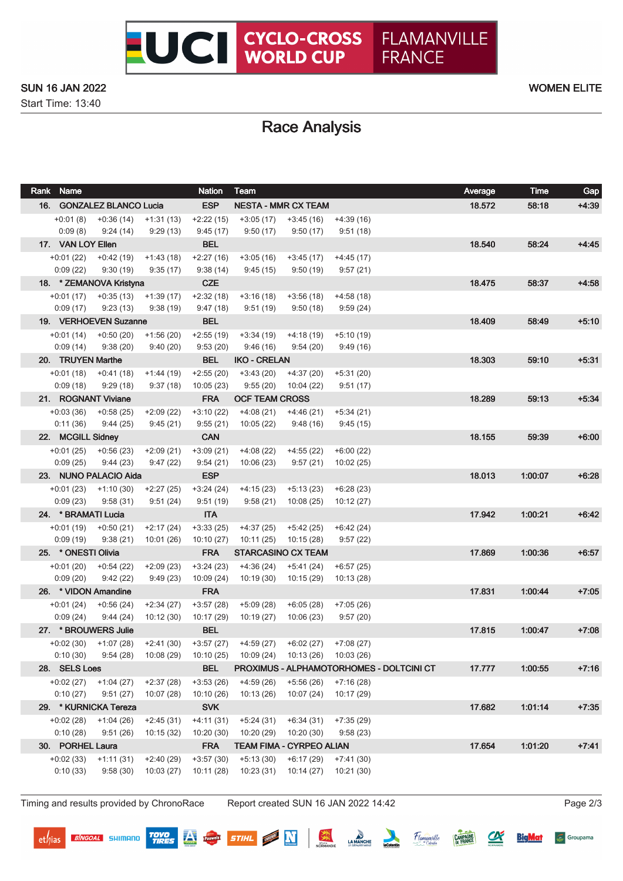# UCI CYCLO-CROSS WORLD CUP FLAMANVILLE FRANCE

SUN 16 JAN 2022

Start Time: 13:40

WOMEN ELITE

## Race Analysis

| Rank | Name | Nation | Team | | | | Average | Time | Gap |
|---|---|---|---|---|---|---|---|---|---|
| **16.** | **GONZALEZ BLANCO Lucia** | **ESP** | **NESTA - MMR CX TEAM** | | | | **18.572** | **58:18** | **+4:39** |
| +0:01 (8) | +0:36 (14) | +1:31 (13) | +2:22 (15) | +3:05 (17) | +3:45 (16) | +4:39 (16) | | | |
| 0:09 (8) | 9:24 (14) | 9:29 (13) | 9:45 (17) | 9:50 (17) | 9:50 (17) | 9:51 (18) | | | |
| **17.** | **VAN LOY Ellen** | **BEL** | | | | | **18.540** | **58:24** | **+4:45** |
| +0:01 (22) | +0:42 (19) | +1:43 (18) | +2:27 (16) | +3:05 (16) | +3:45 (17) | +4:45 (17) | | | |
| 0:09 (22) | 9:30 (19) | 9:35 (17) | 9:38 (14) | 9:45 (15) | 9:50 (19) | 9:57 (21) | | | |
| **18.** | **\* ZEMANOVA Kristyna** | **CZE** | | | | | **18.475** | **58:37** | **+4:58** |
| +0:01 (17) | +0:35 (13) | +1:39 (17) | +2:32 (18) | +3:16 (18) | +3:56 (18) | +4:58 (18) | | | |
| 0:09 (17) | 9:23 (13) | 9:38 (19) | 9:47 (18) | 9:51 (19) | 9:50 (18) | 9:59 (24) | | | |
| **19.** | **VERHOEVEN Suzanne** | **BEL** | | | | | **18.409** | **58:49** | **+5:10** |
| +0:01 (14) | +0:50 (20) | +1:56 (20) | +2:55 (19) | +3:34 (19) | +4:18 (19) | +5:10 (19) | | | |
| 0:09 (14) | 9:38 (20) | 9:40 (20) | 9:53 (20) | 9:46 (16) | 9:54 (20) | 9:49 (16) | | | |
| **20.** | **TRUYEN Marthe** | **BEL** | **IKO - CRELAN** | | | | **18.303** | **59:10** | **+5:31** |
| +0:01 (18) | +0:41 (18) | +1:44 (19) | +2:55 (20) | +3:43 (20) | +4:37 (20) | +5:31 (20) | | | |
| 0:09 (18) | 9:29 (18) | 9:37 (18) | 10:05 (23) | 9:55 (20) | 10:04 (22) | 9:51 (17) | | | |
| **21.** | **ROGNANT Viviane** | **FRA** | **OCF TEAM CROSS** | | | | **18.289** | **59:13** | **+5:34** |
| +0:03 (36) | +0:58 (25) | +2:09 (22) | +3:10 (22) | +4:08 (21) | +4:46 (21) | +5:34 (21) | | | |
| 0:11 (36) | 9:44 (25) | 9:45 (21) | 9:55 (21) | 10:05 (22) | 9:48 (16) | 9:45 (15) | | | |
| **22.** | **MCGILL Sidney** | **CAN** | | | | | **18.155** | **59:39** | **+6:00** |
| +0:01 (25) | +0:56 (23) | +2:09 (21) | +3:09 (21) | +4:08 (22) | +4:55 (22) | +6:00 (22) | | | |
| 0:09 (25) | 9:44 (23) | 9:47 (22) | 9:54 (21) | 10:06 (23) | 9:57 (21) | 10:02 (25) | | | |
| **23.** | **NUNO PALACIO Aida** | **ESP** | | | | | **18.013** | **1:00:07** | **+6:28** |
| +0:01 (23) | +1:10 (30) | +2:27 (25) | +3:24 (24) | +4:15 (23) | +5:13 (23) | +6:28 (23) | | | |
| 0:09 (23) | 9:58 (31) | 9:51 (24) | 9:51 (19) | 9:58 (21) | 10:08 (25) | 10:12 (27) | | | |
| **24.** | **\* BRAMATI Lucia** | **ITA** | | | | | **17.942** | **1:00:21** | **+6:42** |
| +0:01 (19) | +0:50 (21) | +2:17 (24) | +3:33 (25) | +4:37 (25) | +5:42 (25) | +6:42 (24) | | | |
| 0:09 (19) | 9:38 (21) | 10:01 (26) | 10:10 (27) | 10:11 (25) | 10:15 (28) | 9:57 (22) | | | |
| **25.** | **\* ONESTI Olivia** | **FRA** | **STARCASINO CX TEAM** | | | | **17.869** | **1:00:36** | **+6:57** |
| +0:01 (20) | +0:54 (22) | +2:09 (23) | +3:24 (23) | +4:36 (24) | +5:41 (24) | +6:57 (25) | | | |
| 0:09 (20) | 9:42 (22) | 9:49 (23) | 10:09 (24) | 10:19 (30) | 10:15 (29) | 10:13 (28) | | | |
| **26.** | **\* VIDON Amandine** | **FRA** | | | | | **17.831** | **1:00:44** | **+7:05** |
| +0:01 (24) | +0:56 (24) | +2:34 (27) | +3:57 (28) | +5:09 (28) | +6:05 (28) | +7:05 (26) | | | |
| 0:09 (24) | 9:44 (24) | 10:12 (30) | 10:17 (29) | 10:19 (27) | 10:06 (23) | 9:57 (20) | | | |
| **27.** | **\* BROUWERS Julie** | **BEL** | | | | | **17.815** | **1:00:47** | **+7:08** |
| +0:02 (30) | +1:07 (28) | +2:41 (30) | +3:57 (27) | +4:59 (27) | +6:02 (27) | +7:08 (27) | | | |
| 0:10 (30) | 9:54 (28) | 10:08 (29) | 10:10 (25) | 10:09 (24) | 10:13 (26) | 10:03 (26) | | | |
| **28.** | **SELS Loes** | **BEL** | **PROXIMUS - ALPHAMOTORHOMES - DOLTCINI CT** | | | | **17.777** | **1:00:55** | **+7:16** |
| +0:02 (27) | +1:04 (27) | +2:37 (28) | +3:53 (26) | +4:59 (26) | +5:56 (26) | +7:16 (28) | | | |
| 0:10 (27) | 9:51 (27) | 10:07 (28) | 10:10 (26) | 10:13 (26) | 10:07 (24) | 10:17 (29) | | | |
| **29.** | **\* KURNICKA Tereza** | **SVK** | | | | | **17.682** | **1:01:14** | **+7:35** |
| +0:02 (28) | +1:04 (26) | +2:45 (31) | +4:11 (31) | +5:24 (31) | +6:34 (31) | +7:35 (29) | | | |
| 0:10 (28) | 9:51 (26) | 10:15 (32) | 10:20 (30) | 10:20 (29) | 10:20 (30) | 9:58 (23) | | | |
| **30.** | **PORHEL Laura** | **FRA** | **TEAM FIMA - CYRPEO ALIAN** | | | | **17.654** | **1:01:20** | **+7:41** |
| +0:02 (33) | +1:11 (31) | +2:40 (29) | +3:57 (30) | +5:13 (30) | +6:17 (29) | +7:41 (30) | | | |
| 0:10 (33) | 9:58 (30) | 10:03 (27) | 10:11 (28) | 10:23 (31) | 10:14 (27) | 10:21 (30) | | | |

Timing and results provided by ChronoRace    Report created SUN 16 JAN 2022 14:42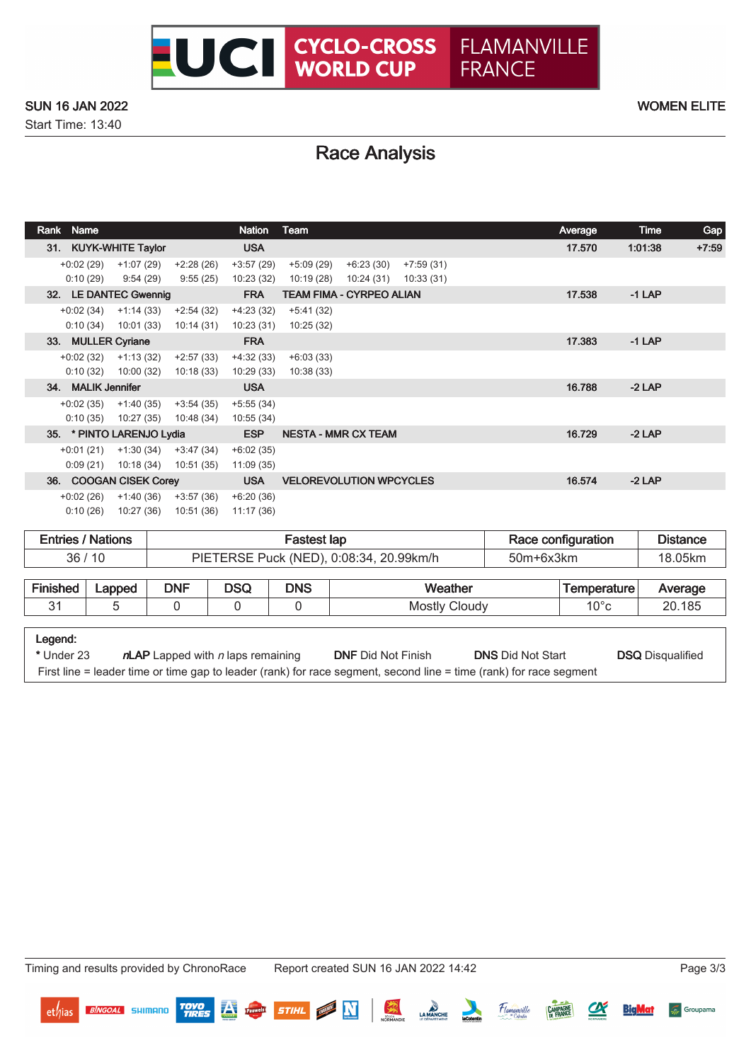# UCI CYCLO-CROSS WORLD CUP FLAMANVILLE FRANCE

SUN 16 JAN 2022 — WOMEN ELITE

Start Time: 13:40

## Race Analysis

| Rank | Name | Nation | Team | Average | Time | Gap |
|---|---|---|---|---|---|---|
| 31. | KUYK-WHITE Taylor | USA | | 17.570 | 1:01:38 | +7:59 |
| | +0:02 (29) +1:07 (29) +2:28 (26) +3:57 (29) +5:09 (29) +6:23 (30) +7:59 (31) | | | | | |
| | 0:10 (29) 9:54 (29) 9:55 (25) 10:23 (32) 10:19 (28) 10:24 (31) 10:33 (31) | | | | | |
| 32. | LE DANTEC Gwennig | FRA | TEAM FIMA - CYRPEO ALIAN | 17.538 | -1 LAP | |
| | +0:02 (34) +1:14 (33) +2:54 (32) +4:23 (32) +5:41 (32) | | | | | |
| | 0:10 (34) 10:01 (33) 10:14 (31) 10:23 (31) 10:25 (32) | | | | | |
| 33. | MULLER Cyriane | FRA | | 17.383 | -1 LAP | |
| | +0:02 (32) +1:13 (32) +2:57 (33) +4:32 (33) +6:03 (33) | | | | | |
| | 0:10 (32) 10:00 (32) 10:18 (33) 10:29 (33) 10:38 (33) | | | | | |
| 34. | MALIK Jennifer | USA | | 16.788 | -2 LAP | |
| | +0:02 (35) +1:40 (35) +3:54 (35) +5:55 (34) | | | | | |
| | 0:10 (35) 10:27 (35) 10:48 (34) 10:55 (34) | | | | | |
| 35. | * PINTO LARENJO Lydia | ESP | NESTA - MMR CX TEAM | 16.729 | -2 LAP | |
| | +0:01 (21) +1:30 (34) +3:47 (34) +6:02 (35) | | | | | |
| | 0:09 (21) 10:18 (34) 10:51 (35) 11:09 (35) | | | | | |
| 36. | COOGAN CISEK Corey | USA | VELOREVOLUTION WPCYCLES | 16.574 | -2 LAP | |
| | +0:02 (26) +1:40 (36) +3:57 (36) +6:20 (36) | | | | | |
| | 0:10 (26) 10:27 (36) 10:51 (36) 11:17 (36) | | | | | |

| Entries / Nations | Fastest lap | Race configuration | Distance |
|---|---|---|---|
| 36 / 10 | PIETERSE Puck (NED), 0:08:34, 20.99km/h | 50m+6x3km | 18.05km |

| Finished | Lapped | DNF | DSQ | DNS | Weather | Temperature | Average |
|---|---|---|---|---|---|---|---|
| 31 | 5 | 0 | 0 | 0 | Mostly Cloudy | 10°c | 20.185 |

**Legend:**
\* Under 23 — *n***LAP** Lapped with *n* laps remaining — **DNF** Did Not Finish — **DNS** Did Not Start — **DSQ** Disqualified

First line = leader time or time gap to leader (rank) for race segment, second line = time (rank) for race segment

Timing and results provided by ChronoRace — Report created SUN 16 JAN 2022 14:42